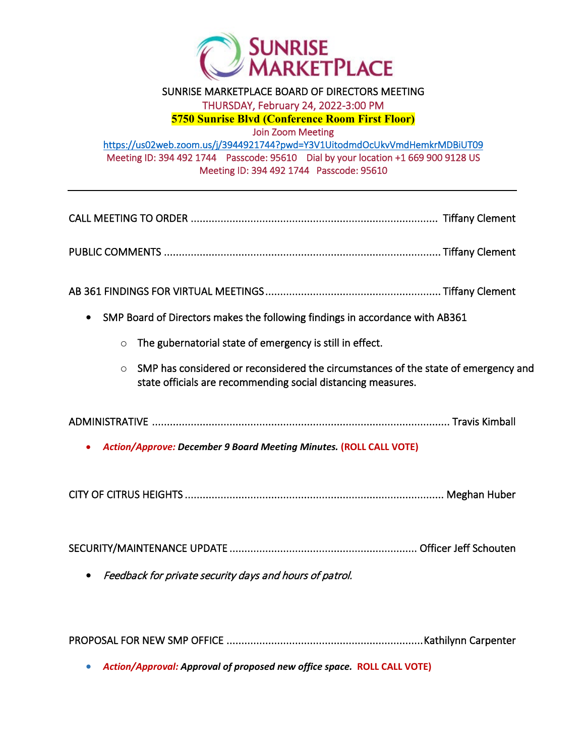# SUNRISE MARKETPLACE

SUNRISE MARKETPLACE BOARD OF DIRECTORS MEETING

THURSDAY, February 24, 2022-3:00 PM

**5750 Sunrise Blvd (Conference Room First Floor)**

Join Zoom Meeting

https://us02web.zoom.us/j/3944921744?pwd=Y3V1UitodmdOcUkvVmdHemkrMDBiUT09

Meeting ID: 394 492 1744 Passcode: 95610 Dial by your location +1 669 900 9128 US

Meeting ID: 394 492 1744 Passcode: 95610

---

CALL MEETING TO ORDER ........................................................................ Tiffany Clement

PUBLIC COMMENTS ................................................................................ Tiffany Clement

AB 361 FINDINGS FOR VIRTUAL MEETINGS ............................................ Tiffany Clement

- SMP Board of Directors makes the following findings in accordance with AB361
  - The gubernatorial state of emergency is still in effect.
  - SMP has considered or reconsidered the circumstances of the state of emergency and state officials are recommending social distancing measures.

ADMINISTRATIVE ..................................................................................... Travis Kimball

- ***Action/Approve:* December 9 Board Meeting Minutes. (ROLL CALL VOTE)**

CITY OF CITRUS HEIGHTS ........................................................................ Meghan Huber

SECURITY/MAINTENANCE UPDATE ................................................. Officer Jeff Schouten

- *Feedback for private security days and hours of patrol.*

PROPOSAL FOR NEW SMP OFFICE ................................................... Kathilynn Carpenter

- ***Action/Approval:* Approval of proposed new office space. ROLL CALL VOTE)**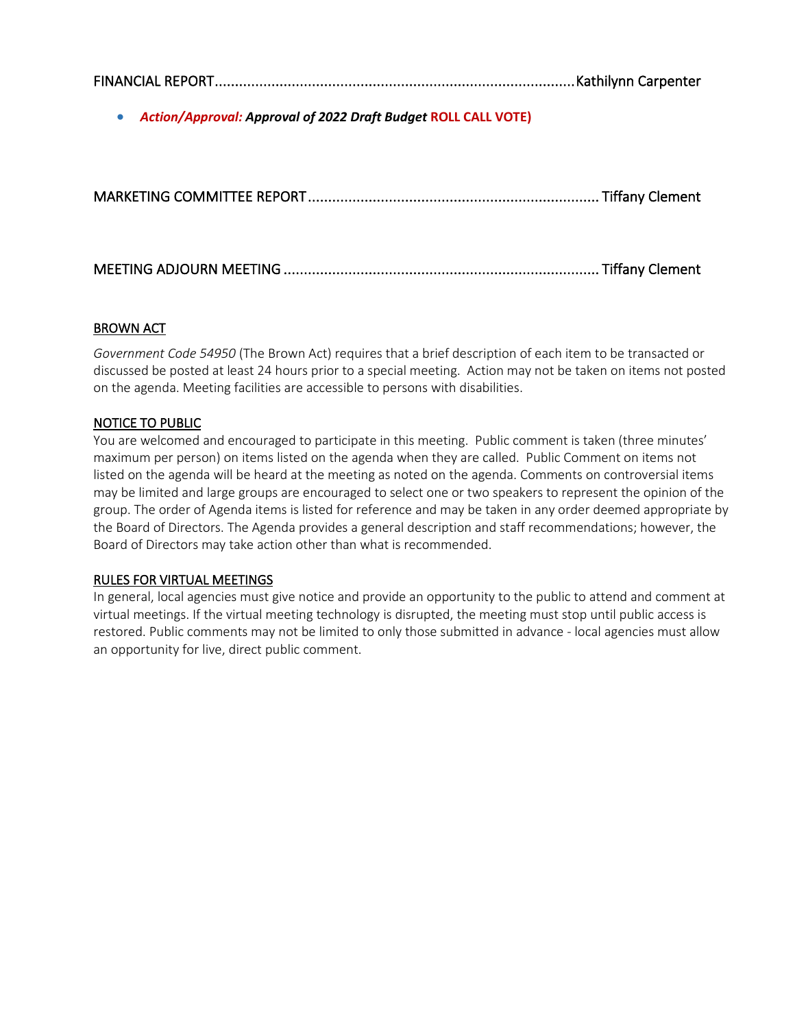FINANCIAL REPORT........................................................................................Kathilynn Carpenter

- ***Action/Approval:* Approval of 2022 Draft Budget ROLL CALL VOTE)**

MARKETING COMMITTEE REPORT........................................................................ Tiffany Clement

MEETING ADJOURN MEETING ............................................................................. Tiffany Clement

## BROWN ACT

*Government Code 54950* (The Brown Act) requires that a brief description of each item to be transacted or discussed be posted at least 24 hours prior to a special meeting. Action may not be taken on items not posted on the agenda. Meeting facilities are accessible to persons with disabilities.

## NOTICE TO PUBLIC

You are welcomed and encouraged to participate in this meeting. Public comment is taken (three minutes' maximum per person) on items listed on the agenda when they are called. Public Comment on items not listed on the agenda will be heard at the meeting as noted on the agenda. Comments on controversial items may be limited and large groups are encouraged to select one or two speakers to represent the opinion of the group. The order of Agenda items is listed for reference and may be taken in any order deemed appropriate by the Board of Directors. The Agenda provides a general description and staff recommendations; however, the Board of Directors may take action other than what is recommended.

## RULES FOR VIRTUAL MEETINGS

In general, local agencies must give notice and provide an opportunity to the public to attend and comment at virtual meetings. If the virtual meeting technology is disrupted, the meeting must stop until public access is restored. Public comments may not be limited to only those submitted in advance - local agencies must allow an opportunity for live, direct public comment.